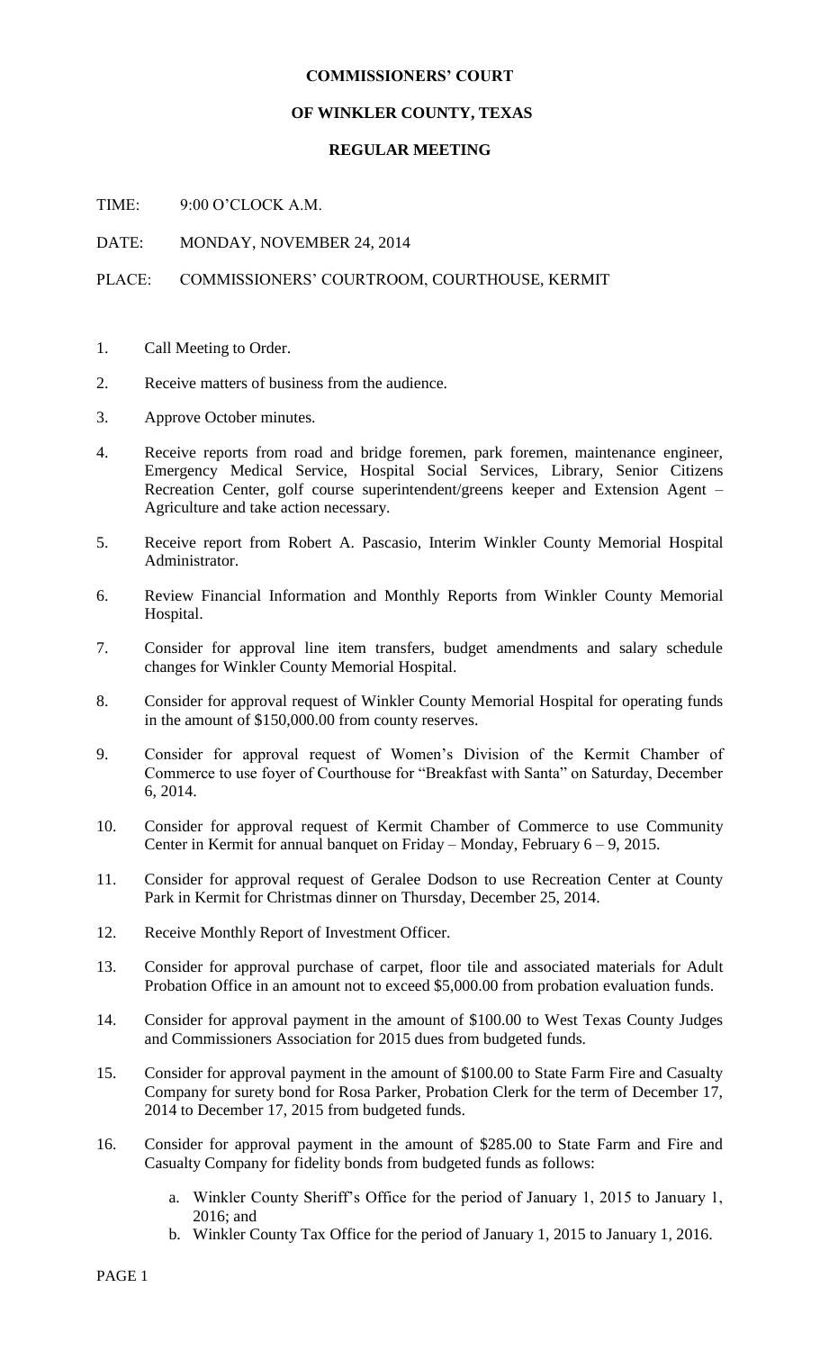# COMMISSIONERS' COURT

## OF WINKLER COUNTY, TEXAS

### REGULAR MEETING

TIME: 9:00 O'CLOCK A.M.

DATE: MONDAY, NOVEMBER 24, 2014

PLACE: COMMISSIONERS' COURTROOM, COURTHOUSE, KERMIT

1. Call Meeting to Order.
2. Receive matters of business from the audience.
3. Approve October minutes.
4. Receive reports from road and bridge foremen, park foremen, maintenance engineer, Emergency Medical Service, Hospital Social Services, Library, Senior Citizens Recreation Center, golf course superintendent/greens keeper and Extension Agent – Agriculture and take action necessary.
5. Receive report from Robert A. Pascasio, Interim Winkler County Memorial Hospital Administrator.
6. Review Financial Information and Monthly Reports from Winkler County Memorial Hospital.
7. Consider for approval line item transfers, budget amendments and salary schedule changes for Winkler County Memorial Hospital.
8. Consider for approval request of Winkler County Memorial Hospital for operating funds in the amount of $150,000.00 from county reserves.
9. Consider for approval request of Women's Division of the Kermit Chamber of Commerce to use foyer of Courthouse for "Breakfast with Santa" on Saturday, December 6, 2014.
10. Consider for approval request of Kermit Chamber of Commerce to use Community Center in Kermit for annual banquet on Friday – Monday, February 6 – 9, 2015.
11. Consider for approval request of Geralee Dodson to use Recreation Center at County Park in Kermit for Christmas dinner on Thursday, December 25, 2014.
12. Receive Monthly Report of Investment Officer.
13. Consider for approval purchase of carpet, floor tile and associated materials for Adult Probation Office in an amount not to exceed $5,000.00 from probation evaluation funds.
14. Consider for approval payment in the amount of $100.00 to West Texas County Judges and Commissioners Association for 2015 dues from budgeted funds.
15. Consider for approval payment in the amount of $100.00 to State Farm Fire and Casualty Company for surety bond for Rosa Parker, Probation Clerk for the term of December 17, 2014 to December 17, 2015 from budgeted funds.
16. Consider for approval payment in the amount of $285.00 to State Farm and Fire and Casualty Company for fidelity bonds from budgeted funds as follows:
    a. Winkler County Sheriff's Office for the period of January 1, 2015 to January 1, 2016; and
    b. Winkler County Tax Office for the period of January 1, 2015 to January 1, 2016.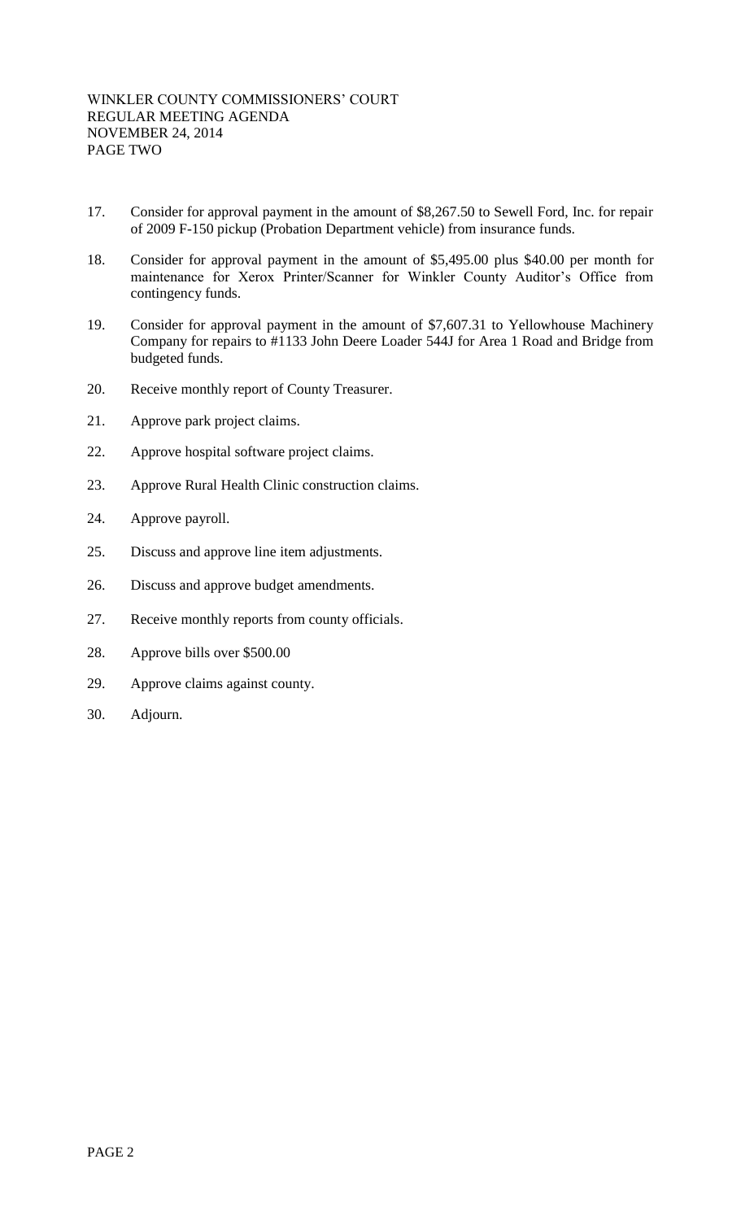17. Consider for approval payment in the amount of $8,267.50 to Sewell Ford, Inc. for repair of 2009 F-150 pickup (Probation Department vehicle) from insurance funds.

18. Consider for approval payment in the amount of $5,495.00 plus $40.00 per month for maintenance for Xerox Printer/Scanner for Winkler County Auditor's Office from contingency funds.

19. Consider for approval payment in the amount of $7,607.31 to Yellowhouse Machinery Company for repairs to #1133 John Deere Loader 544J for Area 1 Road and Bridge from budgeted funds.

20. Receive monthly report of County Treasurer.

21. Approve park project claims.

22. Approve hospital software project claims.

23. Approve Rural Health Clinic construction claims.

24. Approve payroll.

25. Discuss and approve line item adjustments.

26. Discuss and approve budget amendments.

27. Receive monthly reports from county officials.

28. Approve bills over $500.00

29. Approve claims against county.

30. Adjourn.